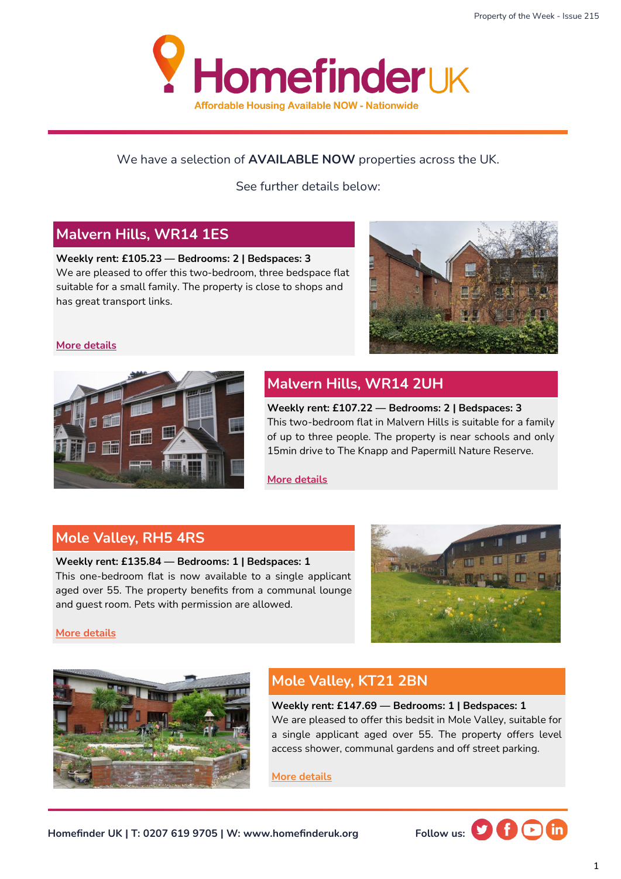# Homefinder UK

Affordable Housing Available NOW - Nationwide

We have a selection of **AVAILABLE NOW** properties across the UK.

See further details below:

## Malvern Hills, WR14 1ES

**Weekly rent: £105.23 — Bedrooms: 2 | Bedspaces: 3**
We are pleased to offer this two-bedroom, three bedspace flat suitable for a small family. The property is close to shops and has great transport links.

More details

## Malvern Hills, WR14 2UH

**Weekly rent: £107.22 — Bedrooms: 2 | Bedspaces: 3**
This two-bedroom flat in Malvern Hills is suitable for a family of up to three people. The property is near schools and only 15min drive to The Knapp and Papermill Nature Reserve.

More details

## Mole Valley, RH5 4RS

**Weekly rent: £135.84 — Bedrooms: 1 | Bedspaces: 1**
This one-bedroom flat is now available to a single applicant aged over 55. The property benefits from a communal lounge and guest room. Pets with permission are allowed.

More details

## Mole Valley, KT21 2BN

**Weekly rent: £147.69 — Bedrooms: 1 | Bedspaces: 1**
We are pleased to offer this bedsit in Mole Valley, suitable for a single applicant aged over 55. The property offers level access shower, communal gardens and off street parking.

More details

Homefinder UK | T: 0207 619 9705 | W: www.homefinderuk.org

Follow us: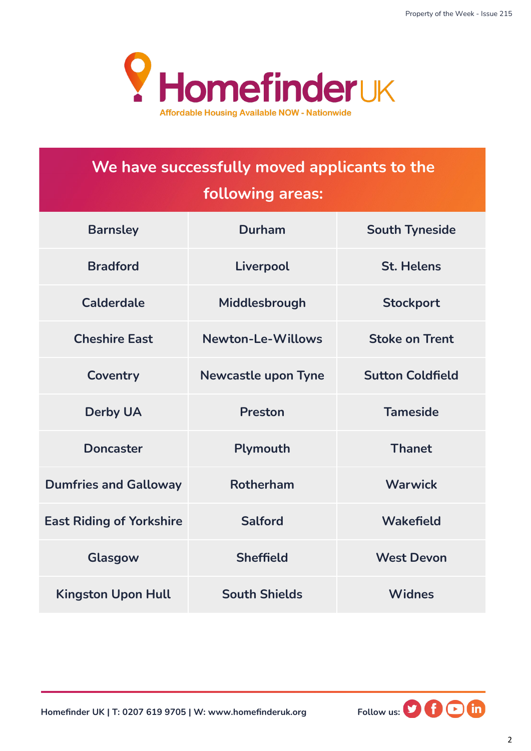# Homefinder UK

Affordable Housing Available NOW - Nationwide

## We have successfully moved applicants to the following areas:

| | | |
|---|---|---|
| Barnsley | Durham | South Tyneside |
| Bradford | Liverpool | St. Helens |
| Calderdale | Middlesbrough | Stockport |
| Cheshire East | Newton-Le-Willows | Stoke on Trent |
| Coventry | Newcastle upon Tyne | Sutton Coldfield |
| Derby UA | Preston | Tameside |
| Doncaster | Plymouth | Thanet |
| Dumfries and Galloway | Rotherham | Warwick |
| East Riding of Yorkshire | Salford | Wakefield |
| Glasgow | Sheffield | West Devon |
| Kingston Upon Hull | South Shields | Widnes |

**Homefinder UK | T: 0207 619 9705 | W: www.homefinderuk.org**

**Follow us:**